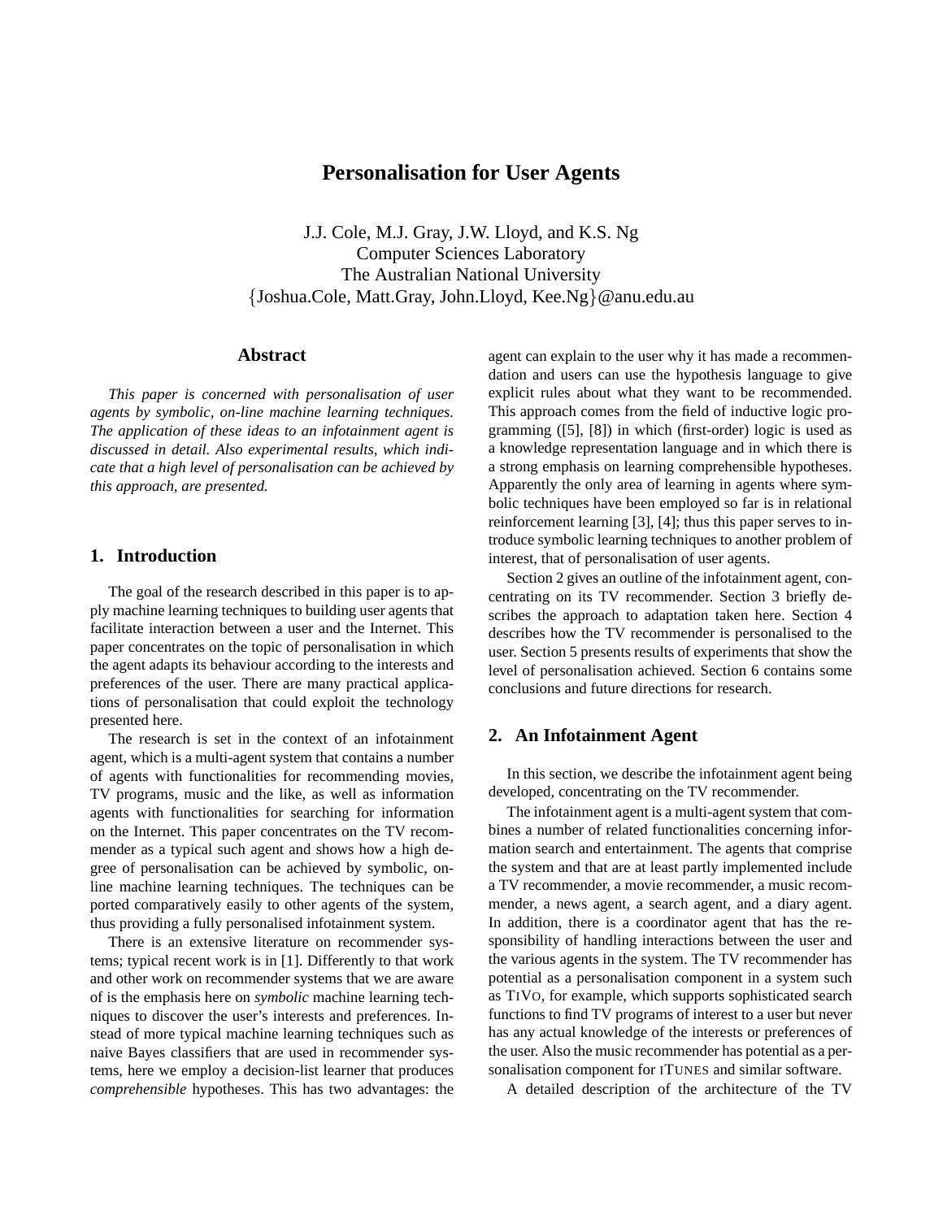# Personalisation for User Agents

J.J. Cole, M.J. Gray, J.W. Lloyd, and K.S. Ng
Computer Sciences Laboratory
The Australian National University
{Joshua.Cole, Matt.Gray, John.Lloyd, Kee.Ng}@anu.edu.au

## Abstract

*This paper is concerned with personalisation of user agents by symbolic, on-line machine learning techniques. The application of these ideas to an infotainment agent is discussed in detail. Also experimental results, which indicate that a high level of personalisation can be achieved by this approach, are presented.*

## 1. Introduction

The goal of the research described in this paper is to apply machine learning techniques to building user agents that facilitate interaction between a user and the Internet. This paper concentrates on the topic of personalisation in which the agent adapts its behaviour according to the interests and preferences of the user. There are many practical applications of personalisation that could exploit the technology presented here.

The research is set in the context of an infotainment agent, which is a multi-agent system that contains a number of agents with functionalities for recommending movies, TV programs, music and the like, as well as information agents with functionalities for searching for information on the Internet. This paper concentrates on the TV recommender as a typical such agent and shows how a high degree of personalisation can be achieved by symbolic, on-line machine learning techniques. The techniques can be ported comparatively easily to other agents of the system, thus providing a fully personalised infotainment system.

There is an extensive literature on recommender systems; typical recent work is in [1]. Differently to that work and other work on recommender systems that we are aware of is the emphasis here on *symbolic* machine learning techniques to discover the user's interests and preferences. Instead of more typical machine learning techniques such as naive Bayes classifiers that are used in recommender systems, here we employ a decision-list learner that produces *comprehensible* hypotheses. This has two advantages: the agent can explain to the user why it has made a recommendation and users can use the hypothesis language to give explicit rules about what they want to be recommended. This approach comes from the field of inductive logic programming ([5], [8]) in which (first-order) logic is used as a knowledge representation language and in which there is a strong emphasis on learning comprehensible hypotheses. Apparently the only area of learning in agents where symbolic techniques have been employed so far is in relational reinforcement learning [3], [4]; thus this paper serves to introduce symbolic learning techniques to another problem of interest, that of personalisation of user agents.

Section 2 gives an outline of the infotainment agent, concentrating on its TV recommender. Section 3 briefly describes the approach to adaptation taken here. Section 4 describes how the TV recommender is personalised to the user. Section 5 presents results of experiments that show the level of personalisation achieved. Section 6 contains some conclusions and future directions for research.

## 2. An Infotainment Agent

In this section, we describe the infotainment agent being developed, concentrating on the TV recommender.

The infotainment agent is a multi-agent system that combines a number of related functionalities concerning information search and entertainment. The agents that comprise the system and that are at least partly implemented include a TV recommender, a movie recommender, a music recommender, a news agent, a search agent, and a diary agent. In addition, there is a coordinator agent that has the responsibility of handling interactions between the user and the various agents in the system. The TV recommender has potential as a personalisation component in a system such as TIVO, for example, which supports sophisticated search functions to find TV programs of interest to a user but never has any actual knowledge of the interests or preferences of the user. Also the music recommender has potential as a personalisation component for ITUNES and similar software.

A detailed description of the architecture of the TV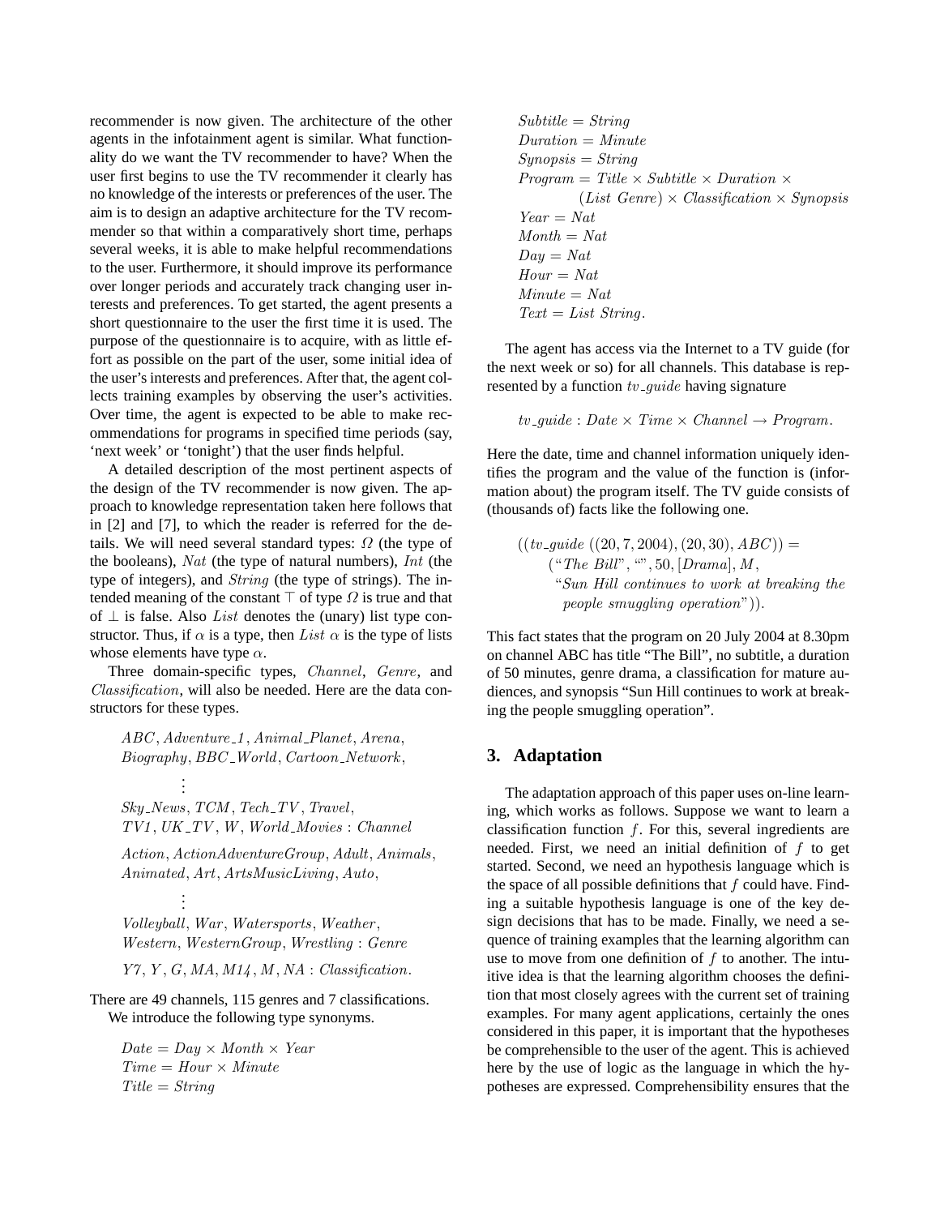recommender is now given. The architecture of the other agents in the infotainment agent is similar. What functionality do we want the TV recommender to have? When the user first begins to use the TV recommender it clearly has no knowledge of the interests or preferences of the user. The aim is to design an adaptive architecture for the TV recommender so that within a comparatively short time, perhaps several weeks, it is able to make helpful recommendations to the user. Furthermore, it should improve its performance over longer periods and accurately track changing user interests and preferences. To get started, the agent presents a short questionnaire to the user the first time it is used. The purpose of the questionnaire is to acquire, with as little effort as possible on the part of the user, some initial idea of the user's interests and preferences. After that, the agent collects training examples by observing the user's activities. Over time, the agent is expected to be able to make recommendations for programs in specified time periods (say, 'next week' or 'tonight') that the user finds helpful.

A detailed description of the most pertinent aspects of the design of the TV recommender is now given. The approach to knowledge representation taken here follows that in [2] and [7], to which the reader is referred for the details. We will need several standard types: $\Omega$ (the type of the booleans), $Nat$ (the type of natural numbers), $Int$ (the type of integers), and $String$ (the type of strings). The intended meaning of the constant $\top$ of type $\Omega$ is true and that of $\bot$ is false. Also $List$ denotes the (unary) list type constructor. Thus, if $\alpha$ is a type, then $List\ \alpha$ is the type of lists whose elements have type $\alpha$.

Three domain-specific types, $Channel$, $Genre$, and $Classification$, will also be needed. Here are the data constructors for these types.

$$\begin{aligned}
&ABC, Adventure\_1, Animal\_Planet, Arena,\\
&Biography, BBC\_World, Cartoon\_Network,\\
&\qquad\vdots\\
&Sky\_News, TCM, Tech\_TV, Travel,\\
&TV1, UK\_TV, W, World\_Movies : Channel
\end{aligned}$$

$$\begin{aligned}
&Action, ActionAdventureGroup, Adult, Animals,\\
&Animated, Art, ArtsMusicLiving, Auto,\\
&\qquad\vdots\\
&Volleyball, War, Watersports, Weather,\\
&Western, WesternGroup, Wrestling : Genre
\end{aligned}$$

$$Y7, Y, G, MA, M14, M, NA : Classification.$$

There are 49 channels, 115 genres and 7 classifications.

We introduce the following type synonyms.

$$\begin{aligned}
&Date = Day \times Month \times Year\\
&Time = Hour \times Minute\\
&Title = String\\
&Subtitle = String\\
&Duration = Minute\\
&Synopsis = String\\
&Program = Title \times Subtitle \times Duration \times\\
&\qquad (List\ Genre) \times Classification \times Synopsis\\
&Year = Nat\\
&Month = Nat\\
&Day = Nat\\
&Hour = Nat\\
&Minute = Nat\\
&Text = List\ String.
\end{aligned}$$

The agent has access via the Internet to a TV guide (for the next week or so) for all channels. This database is represented by a function $tv\_guide$ having signature

$$tv\_guide : Date \times Time \times Channel \rightarrow Program.$$

Here the date, time and channel information uniquely identifies the program and the value of the function is (information about) the program itself. The TV guide consists of (thousands of) facts like the following one.

$$\begin{aligned}
&((tv\_guide\ ((20, 7, 2004), (20, 30), ABC)) =\\
&\quad (\text{"}The\ Bill\text{"}, \text{""}, 50, [Drama], M,\\
&\quad\ \text{"}Sun\ Hill\ continues\ to\ work\ at\ breaking\ the\\
&\qquad people\ smuggling\ operation\text{"})).
\end{aligned}$$

This fact states that the program on 20 July 2004 at 8.30pm on channel ABC has title "The Bill", no subtitle, a duration of 50 minutes, genre drama, a classification for mature audiences, and synopsis "Sun Hill continues to work at breaking the people smuggling operation".

## 3. Adaptation

The adaptation approach of this paper uses on-line learning, which works as follows. Suppose we want to learn a classification function $f$. For this, several ingredients are needed. First, we need an initial definition of $f$ to get started. Second, we need an hypothesis language which is the space of all possible definitions that $f$ could have. Finding a suitable hypothesis language is one of the key design decisions that has to be made. Finally, we need a sequence of training examples that the learning algorithm can use to move from one definition of $f$ to another. The intuitive idea is that the learning algorithm chooses the definition that most closely agrees with the current set of training examples. For many agent applications, certainly the ones considered in this paper, it is important that the hypotheses be comprehensible to the user of the agent. This is achieved here by the use of logic as the language in which the hypotheses are expressed. Comprehensibility ensures that the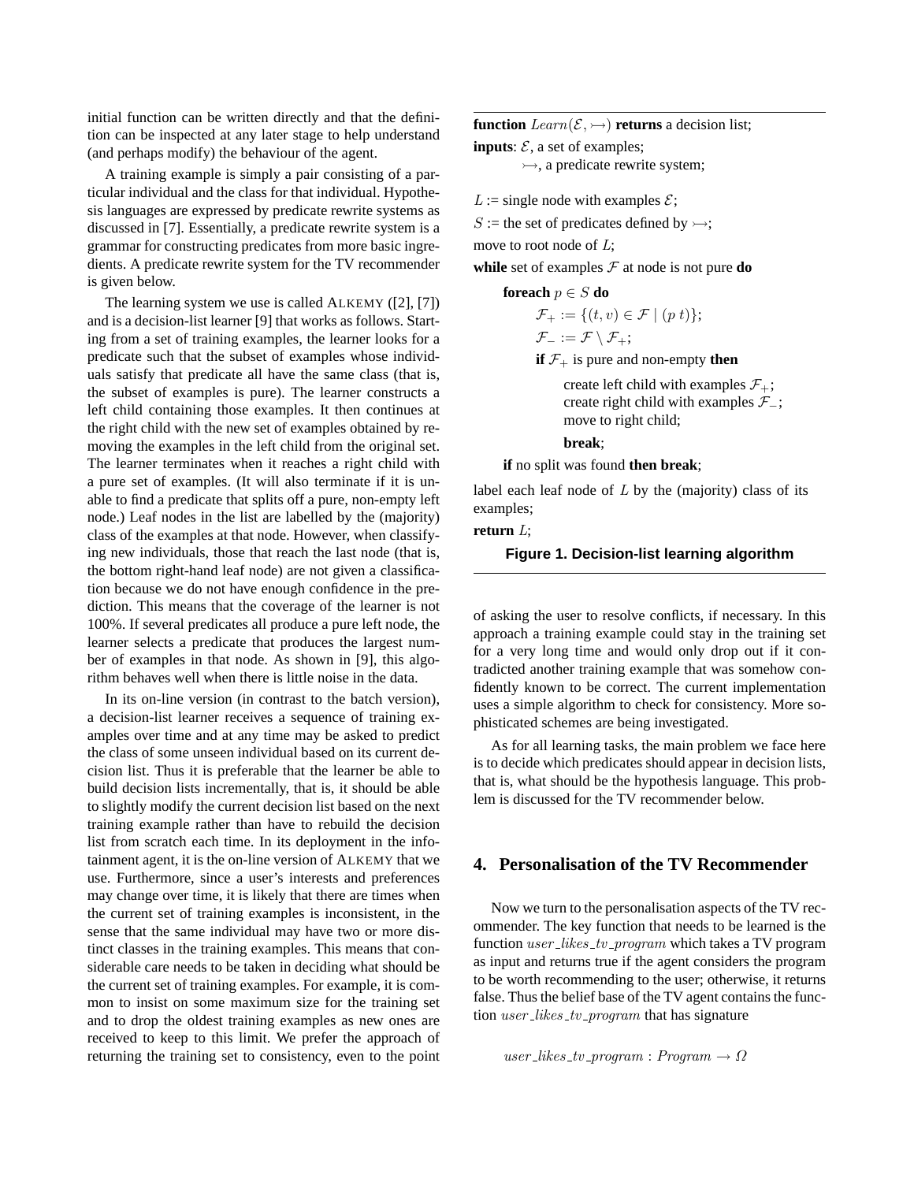initial function can be written directly and that the definition can be inspected at any later stage to help understand (and perhaps modify) the behaviour of the agent.

A training example is simply a pair consisting of a particular individual and the class for that individual. Hypothesis languages are expressed by predicate rewrite systems as discussed in [7]. Essentially, a predicate rewrite system is a grammar for constructing predicates from more basic ingredients. A predicate rewrite system for the TV recommender is given below.

The learning system we use is called ALKEMY ([2], [7]) and is a decision-list learner [9] that works as follows. Starting from a set of training examples, the learner looks for a predicate such that the subset of examples whose individuals satisfy that predicate all have the same class (that is, the subset of examples is pure). The learner constructs a left child containing those examples. It then continues at the right child with the new set of examples obtained by removing the examples in the left child from the original set. The learner terminates when it reaches a right child with a pure set of examples. (It will also terminate if it is unable to find a predicate that splits off a pure, non-empty left node.) Leaf nodes in the list are labelled by the (majority) class of the examples at that node. However, when classifying new individuals, those that reach the last node (that is, the bottom right-hand leaf node) are not given a classification because we do not have enough confidence in the prediction. This means that the coverage of the learner is not 100%. If several predicates all produce a pure left node, the learner selects a predicate that produces the largest number of examples in that node. As shown in [9], this algorithm behaves well when there is little noise in the data.

In its on-line version (in contrast to the batch version), a decision-list learner receives a sequence of training examples over time and at any time may be asked to predict the class of some unseen individual based on its current decision list. Thus it is preferable that the learner be able to build decision lists incrementally, that is, it should be able to slightly modify the current decision list based on the next training example rather than have to rebuild the decision list from scratch each time. In its deployment in the infotainment agent, it is the on-line version of ALKEMY that we use. Furthermore, since a user's interests and preferences may change over time, it is likely that there are times when the current set of training examples is inconsistent, in the sense that the same individual may have two or more distinct classes in the training examples. This means that considerable care needs to be taken in deciding what should be the current set of training examples. For example, it is common to insist on some maximum size for the training set and to drop the oldest training examples as new ones are received to keep to this limit. We prefer the approach of returning the training set to consistency, even to the point of asking the user to resolve conflicts, if necessary. In this approach a training example could stay in the training set for a very long time and would only drop out if it contradicted another training example that was somehow confidently known to be correct. The current implementation uses a simple algorithm to check for consistency. More sophisticated schemes are being investigated.

---

**function** $Learn(\mathcal{E}, \rightarrowtail)$ **returns** a decision list;
**inputs**: $\mathcal{E}$, a set of examples;
    $\rightarrowtail$, a predicate rewrite system;

$L$ := single node with examples $\mathcal{E}$;
$S$ := the set of predicates defined by $\rightarrowtail$;
move to root node of $L$;
**while** set of examples $\mathcal{F}$ at node is not pure **do**
  **foreach** $p \in S$ **do**
    $\mathcal{F}_+ := \{(t, v) \in \mathcal{F} \mid (p\ t)\}$;
    $\mathcal{F}_- := \mathcal{F} \setminus \mathcal{F}_+$;
    **if** $\mathcal{F}_+$ is pure and non-empty **then**
      create left child with examples $\mathcal{F}_+$;
      create right child with examples $\mathcal{F}_-$;
      move to right child;
      **break**;
  **if** no split was found **then break**;
label each leaf node of $L$ by the (majority) class of its examples;
**return** $L$;

**Figure 1. Decision-list learning algorithm**

---

As for all learning tasks, the main problem we face here is to decide which predicates should appear in decision lists, that is, what should be the hypothesis language. This problem is discussed for the TV recommender below.

## 4. Personalisation of the TV Recommender

Now we turn to the personalisation aspects of the TV recommender. The key function that needs to be learned is the function $user\_likes\_tv\_program$ which takes a TV program as input and returns true if the agent considers the program to be worth recommending to the user; otherwise, it returns false. Thus the belief base of the TV agent contains the function $user\_likes\_tv\_program$ that has signature

$$user\_likes\_tv\_program : Program \to \Omega$$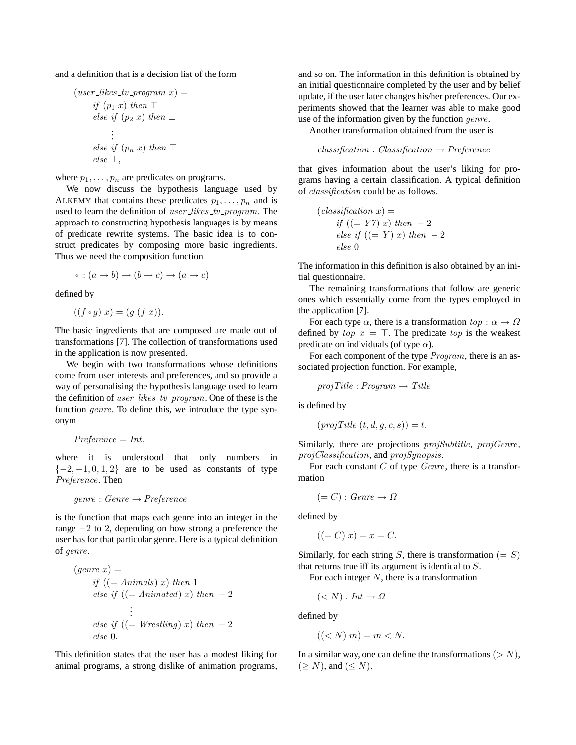and a definition that is a decision list of the form

$$
\begin{aligned}
&(user\_likes\_tv\_program\ x) = \\
&\quad if\ (p_1\ x)\ then\ \top \\
&\quad else\ if\ (p_2\ x)\ then\ \bot \\
&\quad\quad \vdots \\
&\quad else\ if\ (p_n\ x)\ then\ \top \\
&\quad else\ \bot,
\end{aligned}
$$

where $p_1, \ldots, p_n$ are predicates on programs.

We now discuss the hypothesis language used by ALKEMY that contains these predicates $p_1, \ldots, p_n$ and is used to learn the definition of $user\_likes\_tv\_program$. The approach to constructing hypothesis languages is by means of predicate rewrite systems. The basic idea is to construct predicates by composing more basic ingredients. Thus we need the composition function

$$\circ : (a \to b) \to (b \to c) \to (a \to c)$$

defined by

$$((f \circ g)\ x) = (g\ (f\ x)).$$

The basic ingredients that are composed are made out of transformations [7]. The collection of transformations used in the application is now presented.

We begin with two transformations whose definitions come from user interests and preferences, and so provide a way of personalising the hypothesis language used to learn the definition of $user\_likes\_tv\_program$. One of these is the function $genre$. To define this, we introduce the type synonym

$$Preference = Int,$$

where it is understood that only numbers in $\{-2, -1, 0, 1, 2\}$ are to be used as constants of type $Preference$. Then

$$genre : Genre \to Preference$$

is the function that maps each genre into an integer in the range $-2$ to $2$, depending on how strong a preference the user has for that particular genre. Here is a typical definition of $genre$.

$$
\begin{aligned}
&(genre\ x) = \\
&\quad if\ ((= Animals)\ x)\ then\ 1 \\
&\quad else\ if\ ((= Animated)\ x)\ then\ -2 \\
&\quad\quad\quad \vdots \\
&\quad else\ if\ ((= Wrestling)\ x)\ then\ -2 \\
&\quad else\ 0.
\end{aligned}
$$

This definition states that the user has a modest liking for animal programs, a strong dislike of animation programs, and so on. The information in this definition is obtained by an initial questionnaire completed by the user and by belief update, if the user later changes his/her preferences. Our experiments showed that the learner was able to make good use of the information given by the function $genre$.

Another transformation obtained from the user is

$$classification : Classification \to Preference$$

that gives information about the user's liking for programs having a certain classification. A typical definition of $classification$ could be as follows.

$$
\begin{aligned}
&(classification\ x) = \\
&\quad if\ ((= Y7)\ x)\ then\ -2 \\
&\quad else\ if\ ((= Y)\ x)\ then\ -2 \\
&\quad else\ 0.
\end{aligned}
$$

The information in this definition is also obtained by an initial questionnaire.

The remaining transformations that follow are generic ones which essentially come from the types employed in the application [7].

For each type $\alpha$, there is a transformation $top : \alpha \to \Omega$ defined by $top\ x = \top$. The predicate $top$ is the weakest predicate on individuals (of type $\alpha$).

For each component of the type $Program$, there is an associated projection function. For example,

$$projTitle : Program \to Title$$

is defined by

$$(projTitle\ (t, d, g, c, s)) = t.$$

Similarly, there are projections $projSubtitle$, $projGenre$, $projClassification$, and $projSynopsis$.

For each constant $C$ of type $Genre$, there is a transformation

$$(= C) : Genre \to \Omega$$

defined by

$$((= C)\ x) = x = C.$$

Similarly, for each string $S$, there is transformation $(= S)$ that returns true iff its argument is identical to $S$.

For each integer $N$, there is a transformation

$$(< N) : Int \to \Omega$$

defined by

$$((< N)\ m) = m < N.$$

In a similar way, one can define the transformations $(> N)$, $(\geq N)$, and $(\leq N)$.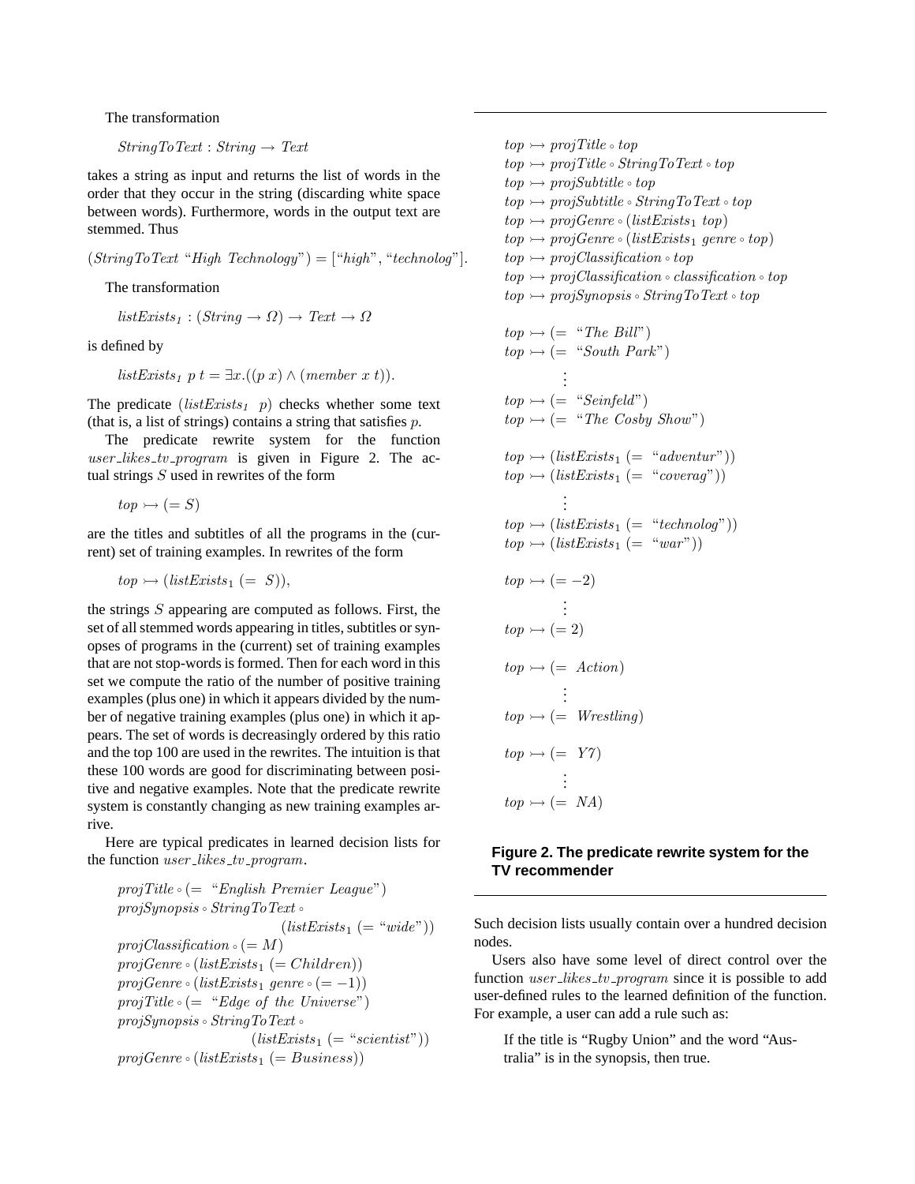The transformation

$$StringToText : String \rightarrow Text$$

takes a string as input and returns the list of words in the order that they occur in the string (discarding white space between words). Furthermore, words in the output text are stemmed. Thus

$$(StringToText \text{ “}High\ Technology\text{”}) = [\text{“}high\text{”}, \text{“}technolog\text{”}].$$

The transformation

$$listExists_1 : (String \rightarrow \Omega) \rightarrow Text \rightarrow \Omega$$

is defined by

$$listExists_1\ p\ t = \exists x.((p\ x) \wedge (member\ x\ t)).$$

The predicate $(listExists_1\ \ p)$ checks whether some text (that is, a list of strings) contains a string that satisfies $p$.

The predicate rewrite system for the function $user\_likes\_tv\_program$ is given in Figure 2. The actual strings $S$ used in rewrites of the form

$$top \rightarrowtail (= S)$$

are the titles and subtitles of all the programs in the (current) set of training examples. In rewrites of the form

$$top \rightarrowtail (listExists_1\ (=\ S)),$$

the strings $S$ appearing are computed as follows. First, the set of all stemmed words appearing in titles, subtitles or synopses of programs in the (current) set of training examples that are not stop-words is formed. Then for each word in this set we compute the ratio of the number of positive training examples (plus one) in which it appears divided by the number of negative training examples (plus one) in which it appears. The set of words is decreasingly ordered by this ratio and the top 100 are used in the rewrites. The intuition is that these 100 words are good for discriminating between positive and negative examples. Note that the predicate rewrite system is constantly changing as new training examples arrive.

Here are typical predicates in learned decision lists for the function $user\_likes\_tv\_program$.

$$projTitle \circ (=\ \text{“}English\ Premier\ League\text{”})$$
$$projSynopsis \circ StringToText \circ (listExists_1\ (= \text{“}wide\text{”}))$$
$$projClassification \circ (= M)$$
$$projGenre \circ (listExists_1\ (= Children))$$
$$projGenre \circ (listExists_1\ genre \circ (= -1))$$
$$projTitle \circ (=\ \text{“}Edge\ of\ the\ Universe\text{”})$$
$$projSynopsis \circ StringToText \circ (listExists_1\ (= \text{“}scientist\text{”}))$$
$$projGenre \circ (listExists_1\ (= Business))$$

$$top \rightarrowtail projTitle \circ top$$
$$top \rightarrowtail projTitle \circ StringToText \circ top$$
$$top \rightarrowtail projSubtitle \circ top$$
$$top \rightarrowtail projSubtitle \circ StringToText \circ top$$
$$top \rightarrowtail projGenre \circ (listExists_1\ top)$$
$$top \rightarrowtail projGenre \circ (listExists_1\ genre \circ top)$$
$$top \rightarrowtail projClassification \circ top$$
$$top \rightarrowtail projClassification \circ classification \circ top$$
$$top \rightarrowtail projSynopsis \circ StringToText \circ top$$

$$top \rightarrowtail (=\ \text{“}The\ Bill\text{”})$$
$$top \rightarrowtail (=\ \text{“}South\ Park\text{”})$$
$$\vdots$$
$$top \rightarrowtail (=\ \text{“}Seinfeld\text{”})$$
$$top \rightarrowtail (=\ \text{“}The\ Cosby\ Show\text{”})$$

$$top \rightarrowtail (listExists_1\ (=\ \text{“}adventur\text{”}))$$
$$top \rightarrowtail (listExists_1\ (=\ \text{“}coverag\text{”}))$$
$$\vdots$$
$$top \rightarrowtail (listExists_1\ (=\ \text{“}technolog\text{”}))$$
$$top \rightarrowtail (listExists_1\ (=\ \text{“}war\text{”}))$$

$$top \rightarrowtail (= -2)$$
$$\vdots$$
$$top \rightarrowtail (= 2)$$

$$top \rightarrowtail (=\ Action)$$
$$\vdots$$
$$top \rightarrowtail (=\ Wrestling)$$

$$top \rightarrowtail (=\ Y7)$$
$$\vdots$$
$$top \rightarrowtail (=\ NA)$$

**Figure 2. The predicate rewrite system for the TV recommender**

Such decision lists usually contain over a hundred decision nodes.

Users also have some level of direct control over the function $user\_likes\_tv\_program$ since it is possible to add user-defined rules to the learned definition of the function. For example, a user can add a rule such as:

> If the title is “Rugby Union” and the word “Australia” is in the synopsis, then true.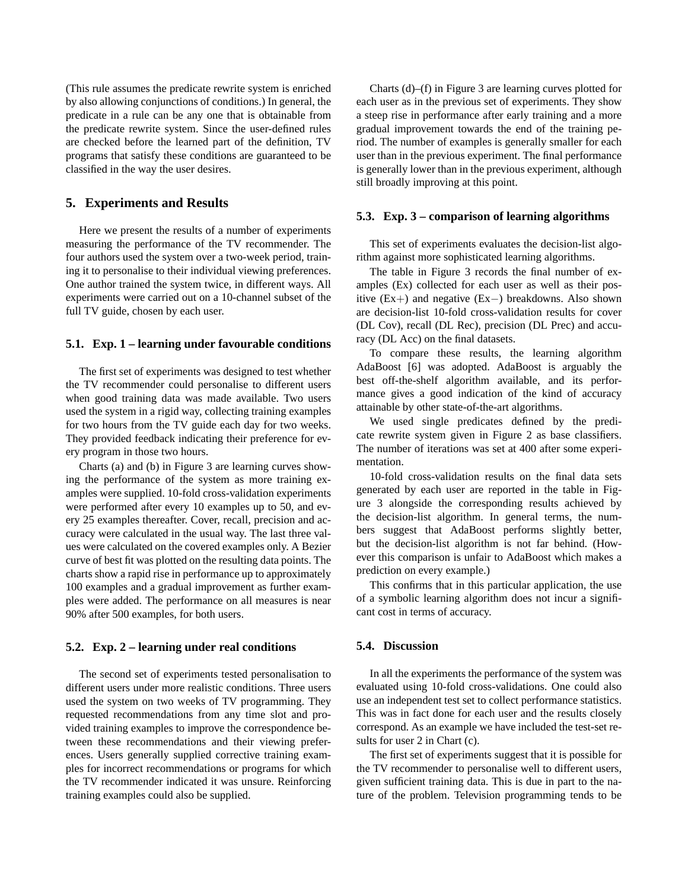(This rule assumes the predicate rewrite system is enriched by also allowing conjunctions of conditions.) In general, the predicate in a rule can be any one that is obtainable from the predicate rewrite system. Since the user-defined rules are checked before the learned part of the definition, TV programs that satisfy these conditions are guaranteed to be classified in the way the user desires.

## 5. Experiments and Results

Here we present the results of a number of experiments measuring the performance of the TV recommender. The four authors used the system over a two-week period, training it to personalise to their individual viewing preferences. One author trained the system twice, in different ways. All experiments were carried out on a 10-channel subset of the full TV guide, chosen by each user.

### 5.1. Exp. 1 – learning under favourable conditions

The first set of experiments was designed to test whether the TV recommender could personalise to different users when good training data was made available. Two users used the system in a rigid way, collecting training examples for two hours from the TV guide each day for two weeks. They provided feedback indicating their preference for every program in those two hours.

Charts (a) and (b) in Figure 3 are learning curves showing the performance of the system as more training examples were supplied. 10-fold cross-validation experiments were performed after every 10 examples up to 50, and every 25 examples thereafter. Cover, recall, precision and accuracy were calculated in the usual way. The last three values were calculated on the covered examples only. A Bezier curve of best fit was plotted on the resulting data points. The charts show a rapid rise in performance up to approximately 100 examples and a gradual improvement as further examples were added. The performance on all measures is near 90% after 500 examples, for both users.

### 5.2. Exp. 2 – learning under real conditions

The second set of experiments tested personalisation to different users under more realistic conditions. Three users used the system on two weeks of TV programming. They requested recommendations from any time slot and provided training examples to improve the correspondence between these recommendations and their viewing preferences. Users generally supplied corrective training examples for incorrect recommendations or programs for which the TV recommender indicated it was unsure. Reinforcing training examples could also be supplied.

Charts (d)–(f) in Figure 3 are learning curves plotted for each user as in the previous set of experiments. They show a steep rise in performance after early training and a more gradual improvement towards the end of the training period. The number of examples is generally smaller for each user than in the previous experiment. The final performance is generally lower than in the previous experiment, although still broadly improving at this point.

### 5.3. Exp. 3 – comparison of learning algorithms

This set of experiments evaluates the decision-list algorithm against more sophisticated learning algorithms.

The table in Figure 3 records the final number of examples (Ex) collected for each user as well as their positive (Ex+) and negative (Ex−) breakdowns. Also shown are decision-list 10-fold cross-validation results for cover (DL Cov), recall (DL Rec), precision (DL Prec) and accuracy (DL Acc) on the final datasets.

To compare these results, the learning algorithm AdaBoost [6] was adopted. AdaBoost is arguably the best off-the-shelf algorithm available, and its performance gives a good indication of the kind of accuracy attainable by other state-of-the-art algorithms.

We used single predicates defined by the predicate rewrite system given in Figure 2 as base classifiers. The number of iterations was set at 400 after some experimentation.

10-fold cross-validation results on the final data sets generated by each user are reported in the table in Figure 3 alongside the corresponding results achieved by the decision-list algorithm. In general terms, the numbers suggest that AdaBoost performs slightly better, but the decision-list algorithm is not far behind. (However this comparison is unfair to AdaBoost which makes a prediction on every example.)

This confirms that in this particular application, the use of a symbolic learning algorithm does not incur a significant cost in terms of accuracy.

### 5.4. Discussion

In all the experiments the performance of the system was evaluated using 10-fold cross-validations. One could also use an independent test set to collect performance statistics. This was in fact done for each user and the results closely correspond. As an example we have included the test-set results for user 2 in Chart (c).

The first set of experiments suggest that it is possible for the TV recommender to personalise well to different users, given sufficient training data. This is due in part to the nature of the problem. Television programming tends to be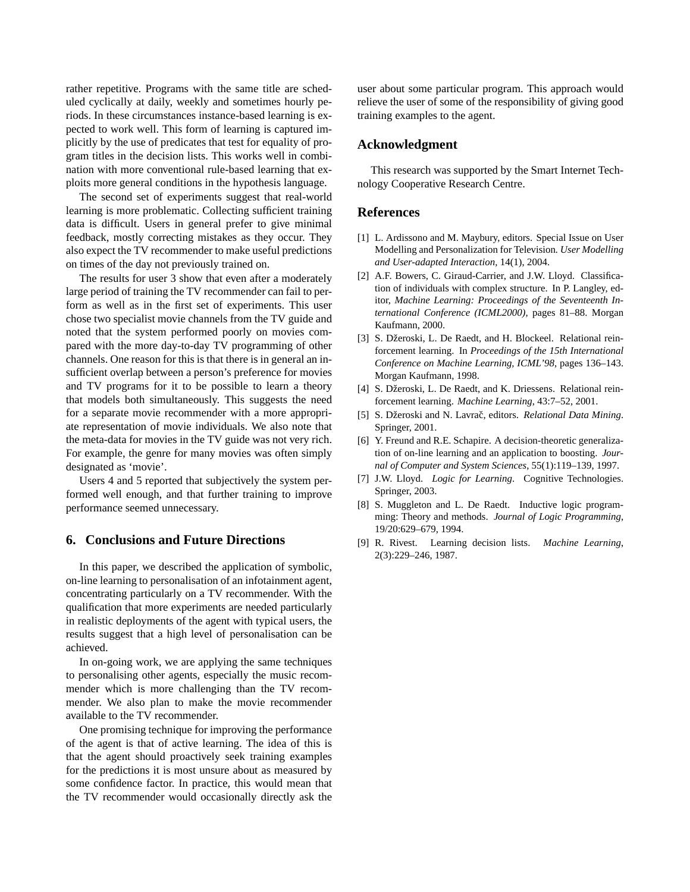rather repetitive. Programs with the same title are scheduled cyclically at daily, weekly and sometimes hourly periods. In these circumstances instance-based learning is expected to work well. This form of learning is captured implicitly by the use of predicates that test for equality of program titles in the decision lists. This works well in combination with more conventional rule-based learning that exploits more general conditions in the hypothesis language.

The second set of experiments suggest that real-world learning is more problematic. Collecting sufficient training data is difficult. Users in general prefer to give minimal feedback, mostly correcting mistakes as they occur. They also expect the TV recommender to make useful predictions on times of the day not previously trained on.

The results for user 3 show that even after a moderately large period of training the TV recommender can fail to perform as well as in the first set of experiments. This user chose two specialist movie channels from the TV guide and noted that the system performed poorly on movies compared with the more day-to-day TV programming of other channels. One reason for this is that there is in general an insufficient overlap between a person's preference for movies and TV programs for it to be possible to learn a theory that models both simultaneously. This suggests the need for a separate movie recommender with a more appropriate representation of movie individuals. We also note that the meta-data for movies in the TV guide was not very rich. For example, the genre for many movies was often simply designated as 'movie'.

Users 4 and 5 reported that subjectively the system performed well enough, and that further training to improve performance seemed unnecessary.

## 6. Conclusions and Future Directions

In this paper, we described the application of symbolic, on-line learning to personalisation of an infotainment agent, concentrating particularly on a TV recommender. With the qualification that more experiments are needed particularly in realistic deployments of the agent with typical users, the results suggest that a high level of personalisation can be achieved.

In on-going work, we are applying the same techniques to personalising other agents, especially the music recommender which is more challenging than the TV recommender. We also plan to make the movie recommender available to the TV recommender.

One promising technique for improving the performance of the agent is that of active learning. The idea of this is that the agent should proactively seek training examples for the predictions it is most unsure about as measured by some confidence factor. In practice, this would mean that the TV recommender would occasionally directly ask the user about some particular program. This approach would relieve the user of some of the responsibility of giving good training examples to the agent.

## Acknowledgment

This research was supported by the Smart Internet Technology Cooperative Research Centre.

## References

[1] L. Ardissono and M. Maybury, editors. Special Issue on User Modelling and Personalization for Television. *User Modelling and User-adapted Interaction*, 14(1), 2004.

[2] A.F. Bowers, C. Giraud-Carrier, and J.W. Lloyd. Classification of individuals with complex structure. In P. Langley, editor, *Machine Learning: Proceedings of the Seventeenth International Conference (ICML2000)*, pages 81–88. Morgan Kaufmann, 2000.

[3] S. Džeroski, L. De Raedt, and H. Blockeel. Relational reinforcement learning. In *Proceedings of the 15th International Conference on Machine Learning, ICML'98*, pages 136–143. Morgan Kaufmann, 1998.

[4] S. Džeroski, L. De Raedt, and K. Driessens. Relational reinforcement learning. *Machine Learning*, 43:7–52, 2001.

[5] S. Džeroski and N. Lavrač, editors. *Relational Data Mining*. Springer, 2001.

[6] Y. Freund and R.E. Schapire. A decision-theoretic generalization of on-line learning and an application to boosting. *Journal of Computer and System Sciences*, 55(1):119–139, 1997.

[7] J.W. Lloyd. *Logic for Learning*. Cognitive Technologies. Springer, 2003.

[8] S. Muggleton and L. De Raedt. Inductive logic programming: Theory and methods. *Journal of Logic Programming*, 19/20:629–679, 1994.

[9] R. Rivest. Learning decision lists. *Machine Learning*, 2(3):229–246, 1987.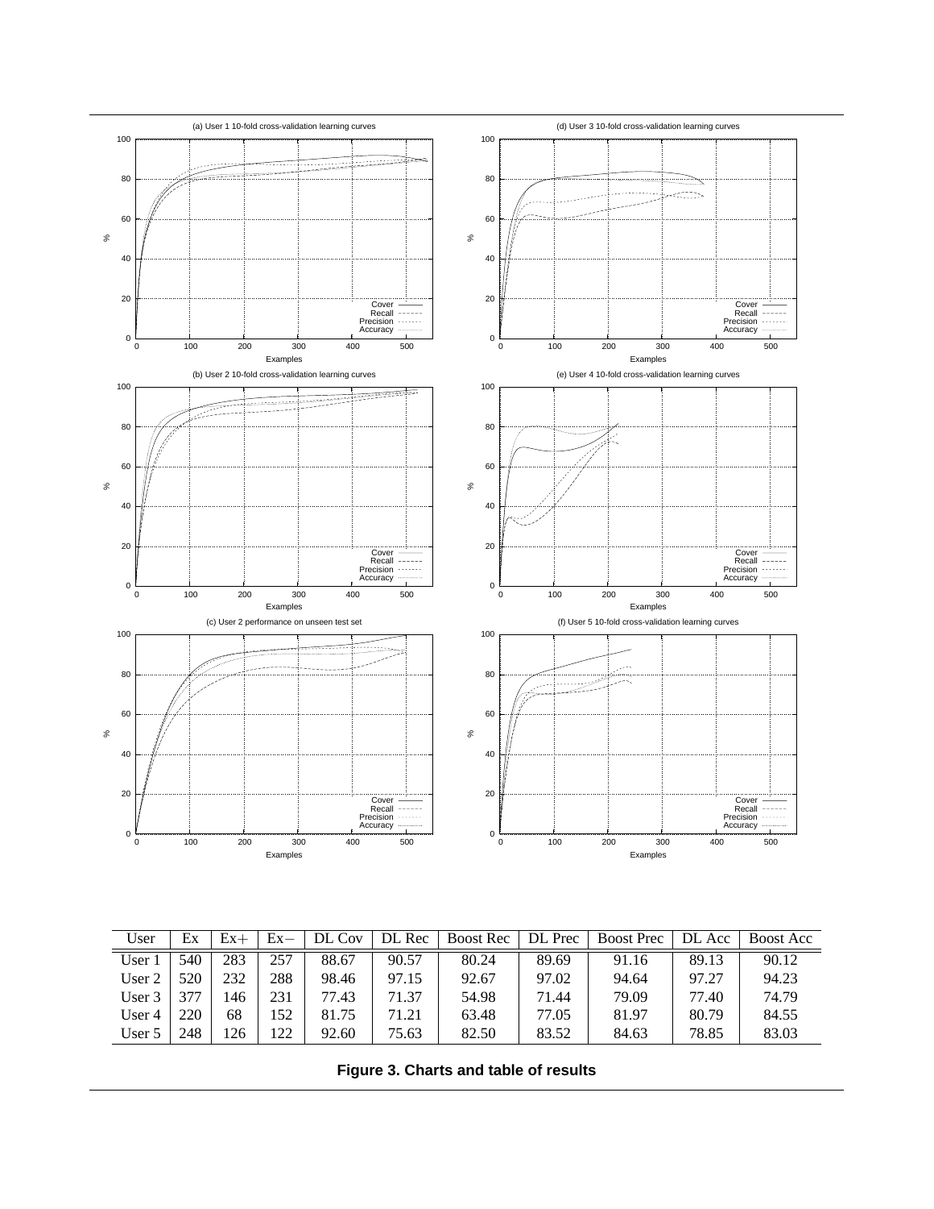(a) User 1 10-fold cross-validation learning curves

100
80
60
40
20
0
%
0 100 200 300 400 500
Examples
Cover
Recall
Precision
Accuracy

(b) User 2 10-fold cross-validation learning curves

100
80
60
40
20
0
%
0 100 200 300 400 500
Examples
Cover
Recall
Precision
Accuracy

(c) User 2 performance on unseen test set

100
80
60
40
20
0
%
0 100 200 300 400 500
Examples
Cover
Recall
Precision
Accuracy

(d) User 3 10-fold cross-validation learning curves

100
80
60
40
20
0
%
0 100 200 300 400 500
Examples
Cover
Recall
Precision
Accuracy

(e) User 4 10-fold cross-validation learning curves

100
80
60
40
20
0
%
0 100 200 300 400 500
Examples
Cover
Recall
Precision
Accuracy

(f) User 5 10-fold cross-validation learning curves

100
80
60
40
20
0
%
0 100 200 300 400 500
Examples
Cover
Recall
Precision
Accuracy

| User | Ex | Ex+ | Ex− | DL Cov | DL Rec | Boost Rec | DL Prec | Boost Prec | DL Acc | Boost Acc |
|---|---|---|---|---|---|---|---|---|---|---|
| User 1 | 540 | 283 | 257 | 88.67 | 90.57 | 80.24 | 89.69 | 91.16 | 89.13 | 90.12 |
| User 2 | 520 | 232 | 288 | 98.46 | 97.15 | 92.67 | 97.02 | 94.64 | 97.27 | 94.23 |
| User 3 | 377 | 146 | 231 | 77.43 | 71.37 | 54.98 | 71.44 | 79.09 | 77.40 | 74.79 |
| User 4 | 220 | 68 | 152 | 81.75 | 71.21 | 63.48 | 77.05 | 81.97 | 80.79 | 84.55 |
| User 5 | 248 | 126 | 122 | 92.60 | 75.63 | 82.50 | 83.52 | 84.63 | 78.85 | 83.03 |

**Figure 3. Charts and table of results**